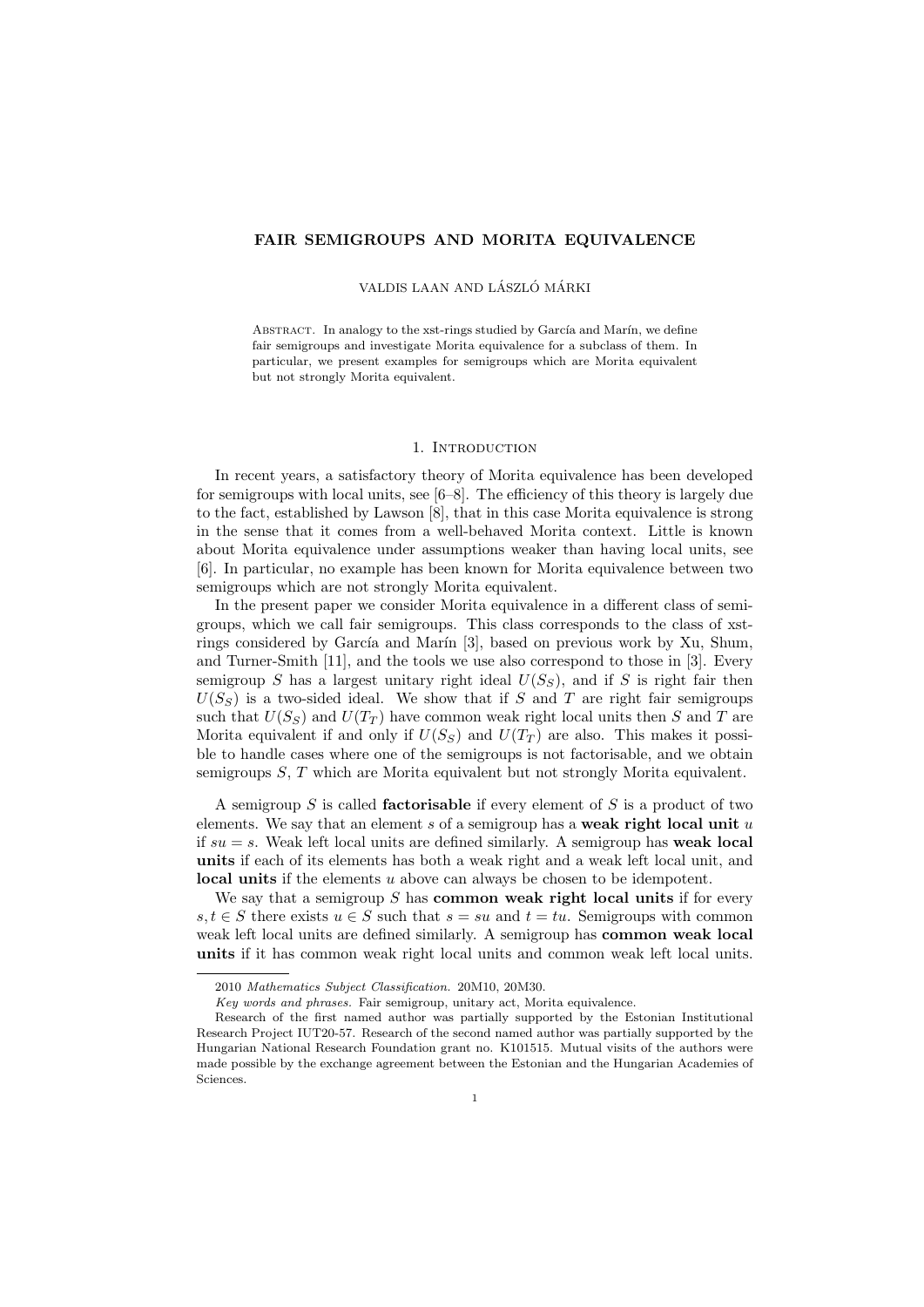# FAIR SEMIGROUPS AND MORITA EQUIVALENCE

VALDIS LAAN AND LÁSZLÓ MÁRKI

Abstract. In analogy to the xst-rings studied by García and Marín, we define fair semigroups and investigate Morita equivalence for a subclass of them. In particular, we present examples for semigroups which are Morita equivalent but not strongly Morita equivalent.

## 1. Introduction

In recent years, a satisfactory theory of Morita equivalence has been developed for semigroups with local units, see [6–8]. The efficiency of this theory is largely due to the fact, established by Lawson [8], that in this case Morita equivalence is strong in the sense that it comes from a well-behaved Morita context. Little is known about Morita equivalence under assumptions weaker than having local units, see [6]. In particular, no example has been known for Morita equivalence between two semigroups which are not strongly Morita equivalent.

In the present paper we consider Morita equivalence in a different class of semigroups, which we call fair semigroups. This class corresponds to the class of xst-rings considered by García and Marín [3], based on previous work by Xu, Shum, and Turner-Smith [11], and the tools we use also correspond to those in [3]. Every semigroup $S$ has a largest unitary right ideal $U(S_S)$, and if $S$ is right fair then $U(S_S)$ is a two-sided ideal. We show that if $S$ and $T$ are right fair semigroups such that $U(S_S)$ and $U(T_T)$ have common weak right local units then $S$ and $T$ are Morita equivalent if and only if $U(S_S)$ and $U(T_T)$ are also. This makes it possible to handle cases where one of the semigroups is not factorisable, and we obtain semigroups $S$, $T$ which are Morita equivalent but not strongly Morita equivalent.

A semigroup $S$ is called **factorisable** if every element of $S$ is a product of two elements. We say that an element $s$ of a semigroup has a **weak right local unit** $u$ if $su = s$. Weak left local units are defined similarly. A semigroup has **weak local units** if each of its elements has both a weak right and a weak left local unit, and **local units** if the elements $u$ above can always be chosen to be idempotent.

We say that a semigroup $S$ has **common weak right local units** if for every $s, t \in S$ there exists $u \in S$ such that $s = su$ and $t = tu$. Semigroups with common weak left local units are defined similarly. A semigroup has **common weak local units** if it has common weak right local units and common weak left local units.

---

2010 *Mathematics Subject Classification.* 20M10, 20M30.

*Key words and phrases.* Fair semigroup, unitary act, Morita equivalence.

Research of the first named author was partially supported by the Estonian Institutional Research Project IUT20-57. Research of the second named author was partially supported by the Hungarian National Research Foundation grant no. K101515. Mutual visits of the authors were made possible by the exchange agreement between the Estonian and the Hungarian Academies of Sciences.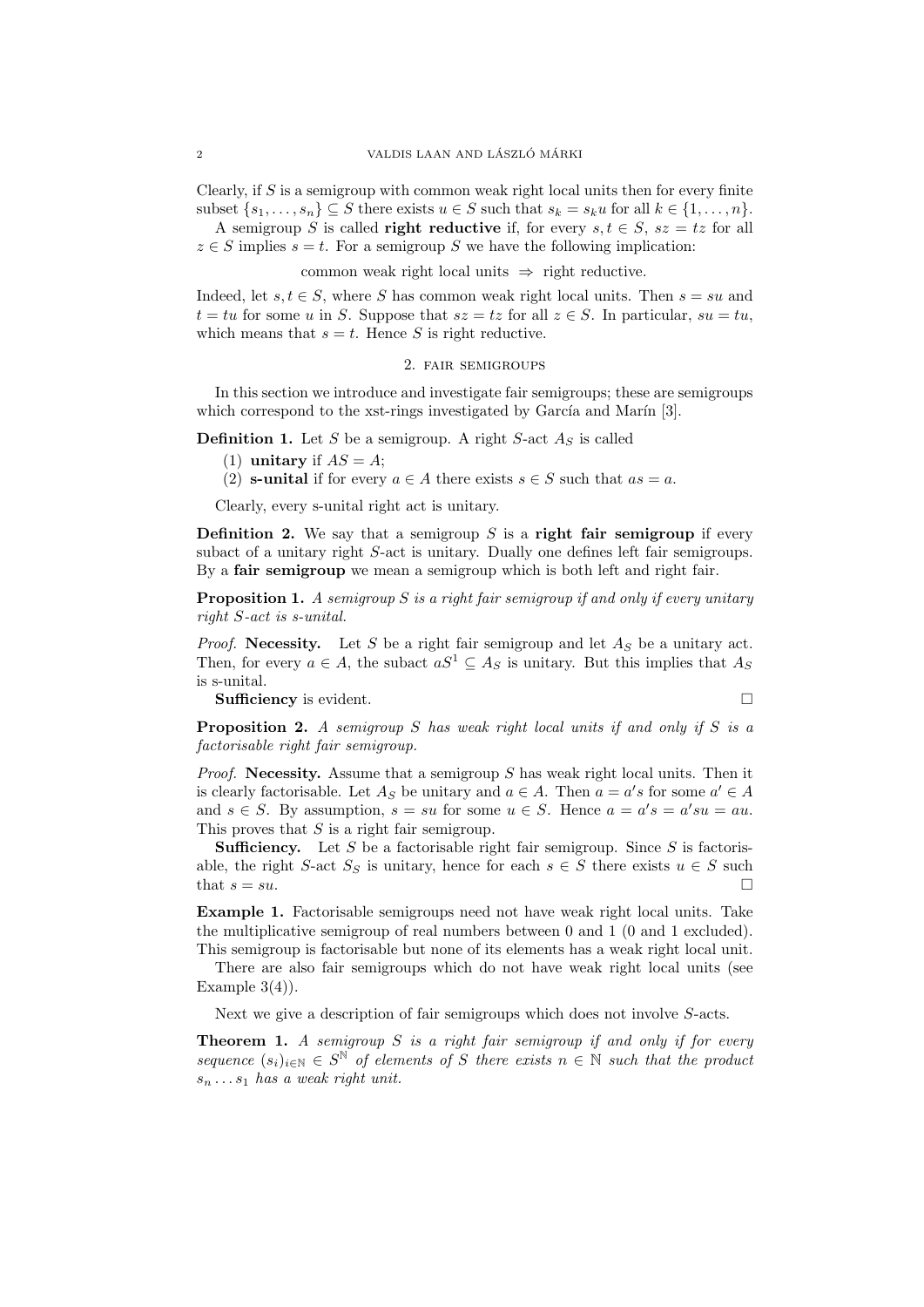Clearly, if $S$ is a semigroup with common weak right local units then for every finite subset $\{s_1, \dots, s_n\} \subseteq S$ there exists $u \in S$ such that $s_k = s_k u$ for all $k \in \{1, \dots, n\}$.

A semigroup $S$ is called **right reductive** if, for every $s, t \in S$, $sz = tz$ for all $z \in S$ implies $s = t$. For a semigroup $S$ we have the following implication:

$$\text{common weak right local units} \;\Rightarrow\; \text{right reductive.}$$

Indeed, let $s, t \in S$, where $S$ has common weak right local units. Then $s = su$ and $t = tu$ for some $u$ in $S$. Suppose that $sz = tz$ for all $z \in S$. In particular, $su = tu$, which means that $s = t$. Hence $S$ is right reductive.

## 2. Fair semigroups

In this section we introduce and investigate fair semigroups; these are semigroups which correspond to the xst-rings investigated by García and Marín [3].

**Definition 1.** Let $S$ be a semigroup. A right $S$-act $A_S$ is called

(1) **unitary** if $AS = A$;
(2) **s-unital** if for every $a \in A$ there exists $s \in S$ such that $as = a$.

Clearly, every s-unital right act is unitary.

**Definition 2.** We say that a semigroup $S$ is a **right fair semigroup** if every subact of a unitary right $S$-act is unitary. Dually one defines left fair semigroups. By a **fair semigroup** we mean a semigroup which is both left and right fair.

**Proposition 1.** *A semigroup $S$ is a right fair semigroup if and only if every unitary right $S$-act is s-unital.*

*Proof.* **Necessity.** Let $S$ be a right fair semigroup and let $A_S$ be a unitary act. Then, for every $a \in A$, the subact $aS^1 \subseteq A_S$ is unitary. But this implies that $A_S$ is s-unital.

**Sufficiency** is evident. $\square$

**Proposition 2.** *A semigroup $S$ has weak right local units if and only if $S$ is a factorisable right fair semigroup.*

*Proof.* **Necessity.** Assume that a semigroup $S$ has weak right local units. Then it is clearly factorisable. Let $A_S$ be unitary and $a \in A$. Then $a = a's$ for some $a' \in A$ and $s \in S$. By assumption, $s = su$ for some $u \in S$. Hence $a = a's = a'su = au$. This proves that $S$ is a right fair semigroup.

**Sufficiency.** Let $S$ be a factorisable right fair semigroup. Since $S$ is factorisable, the right $S$-act $S_S$ is unitary, hence for each $s \in S$ there exists $u \in S$ such that $s = su$. $\square$

**Example 1.** Factorisable semigroups need not have weak right local units. Take the multiplicative semigroup of real numbers between 0 and 1 (0 and 1 excluded). This semigroup is factorisable but none of its elements has a weak right local unit.

There are also fair semigroups which do not have weak right local units (see Example 3(4)).

Next we give a description of fair semigroups which does not involve $S$-acts.

**Theorem 1.** *A semigroup $S$ is a right fair semigroup if and only if for every sequence $(s_i)_{i \in \mathbb{N}} \in S^{\mathbb{N}}$ of elements of $S$ there exists $n \in \mathbb{N}$ such that the product $s_n \dots s_1$ has a weak right unit.*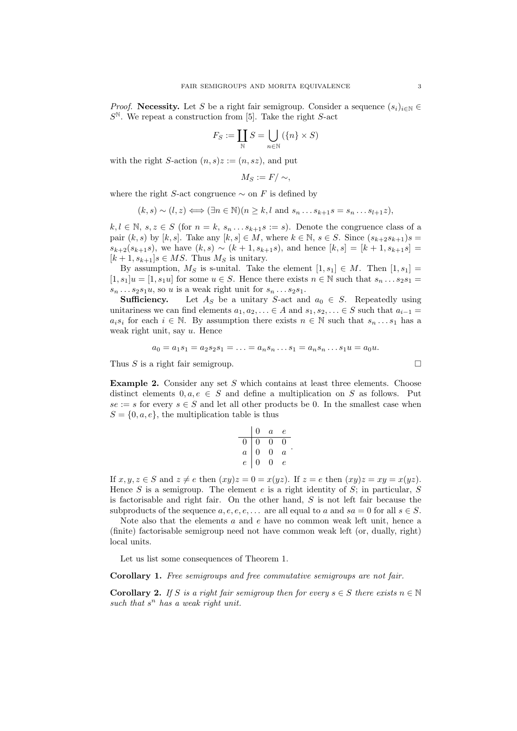*Proof.* **Necessity.** Let $S$ be a right fair semigroup. Consider a sequence $(s_i)_{i\in\mathbb{N}} \in S^{\mathbb{N}}$. We repeat a construction from [5]. Take the right $S$-act

$$F_S := \coprod_{\mathbb{N}} S = \bigcup_{n\in\mathbb{N}} (\{n\} \times S)$$

with the right $S$-action $(n, s)z := (n, sz)$, and put

$$M_S := F/\sim,$$

where the right $S$-act congruence $\sim$ on $F$ is defined by

$$(k, s) \sim (l, z) \iff (\exists n \in \mathbb{N})(n \geq k, l \text{ and } s_n \dots s_{k+1}s = s_n \dots s_{l+1}z),$$

$k, l \in \mathbb{N}$, $s, z \in S$ (for $n = k$, $s_n \dots s_{k+1}s := s$). Denote the congruence class of a pair $(k, s)$ by $[k, s]$. Take any $[k, s] \in M$, where $k \in \mathbb{N}$, $s \in S$. Since $(s_{k+2}s_{k+1})s = s_{k+2}(s_{k+1}s)$, we have $(k, s) \sim (k + 1, s_{k+1}s)$, and hence $[k, s] = [k + 1, s_{k+1}s] = [k + 1, s_{k+1}]s \in MS$. Thus $M_S$ is unitary.

By assumption, $M_S$ is s-unital. Take the element $[1, s_1] \in M$. Then $[1, s_1] = [1, s_1]u = [1, s_1u]$ for some $u \in S$. Hence there exists $n \in \mathbb{N}$ such that $s_n \dots s_2s_1 = s_n \dots s_2s_1u$, so $u$ is a weak right unit for $s_n \dots s_2s_1$.

**Sufficiency.** Let $A_S$ be a unitary $S$-act and $a_0 \in S$. Repeatedly using unitariness we can find elements $a_1, a_2, \dots \in A$ and $s_1, s_2, \dots \in S$ such that $a_{i-1} = a_is_i$ for each $i \in \mathbb{N}$. By assumption there exists $n \in \mathbb{N}$ such that $s_n \dots s_1$ has a weak right unit, say $u$. Hence

$$a_0 = a_1s_1 = a_2s_2s_1 = \dots = a_ns_n \dots s_1 = a_ns_n \dots s_1u = a_0u.$$

Thus $S$ is a right fair semigroup. □

**Example 2.** Consider any set $S$ which contains at least three elements. Choose distinct elements $0, a, e \in S$ and define a multiplication on $S$ as follows. Put $se := s$ for every $s \in S$ and let all other products be 0. In the smallest case when $S = \{0, a, e\}$, the multiplication table is thus

| | $0$ | $a$ | $e$ |
|---|---|---|---|
| $0$ | $0$ | $0$ | $0$ |
| $a$ | $0$ | $0$ | $a$ |
| $e$ | $0$ | $0$ | $e$ |

If $x, y, z \in S$ and $z \neq e$ then $(xy)z = 0 = x(yz)$. If $z = e$ then $(xy)z = xy = x(yz)$. Hence $S$ is a semigroup. The element $e$ is a right identity of $S$; in particular, $S$ is factorisable and right fair. On the other hand, $S$ is not left fair because the subproducts of the sequence $a, e, e, e, \dots$ are all equal to $a$ and $sa = 0$ for all $s \in S$.

Note also that the elements $a$ and $e$ have no common weak left unit, hence a (finite) factorisable semigroup need not have common weak left (or, dually, right) local units.

Let us list some consequences of Theorem 1.

**Corollary 1.** *Free semigroups and free commutative semigroups are not fair.*

**Corollary 2.** *If $S$ is a right fair semigroup then for every $s \in S$ there exists $n \in \mathbb{N}$ such that $s^n$ has a weak right unit.*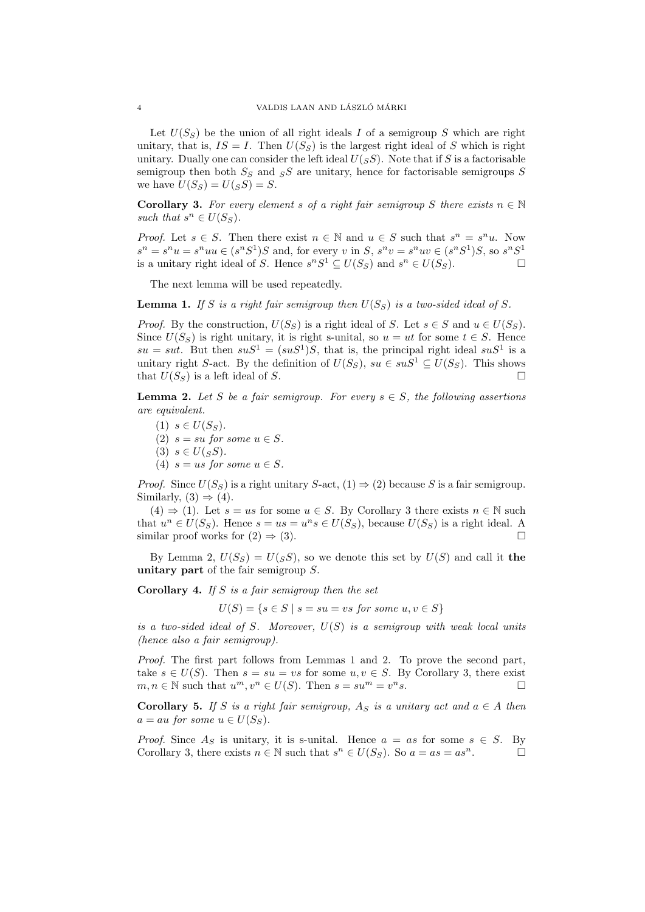Let $U(S_S)$ be the union of all right ideals $I$ of a semigroup $S$ which are right unitary, that is, $IS = I$. Then $U(S_S)$ is the largest right ideal of $S$ which is right unitary. Dually one can consider the left ideal $U({}_SS)$. Note that if $S$ is a factorisable semigroup then both $S_S$ and ${}_SS$ are unitary, hence for factorisable semigroups $S$ we have $U(S_S) = U({}_SS) = S$.

**Corollary 3.** *For every element $s$ of a right fair semigroup $S$ there exists $n \in \mathbb{N}$ such that $s^n \in U(S_S)$.*

*Proof.* Let $s \in S$. Then there exist $n \in \mathbb{N}$ and $u \in S$ such that $s^n = s^n u$. Now $s^n = s^n u = s^n uu \in (s^n S^1)S$ and, for every $v$ in $S$, $s^n v = s^n uv \in (s^n S^1)S$, so $s^n S^1$ is a unitary right ideal of $S$. Hence $s^n S^1 \subseteq U(S_S)$ and $s^n \in U(S_S)$. □

The next lemma will be used repeatedly.

**Lemma 1.** *If $S$ is a right fair semigroup then $U(S_S)$ is a two-sided ideal of $S$.*

*Proof.* By the construction, $U(S_S)$ is a right ideal of $S$. Let $s \in S$ and $u \in U(S_S)$. Since $U(S_S)$ is right unitary, it is right s-unital, so $u = ut$ for some $t \in S$. Hence $su = sut$. But then $suS^1 = (suS^1)S$, that is, the principal right ideal $suS^1$ is a unitary right $S$-act. By the definition of $U(S_S)$, $su \in suS^1 \subseteq U(S_S)$. This shows that $U(S_S)$ is a left ideal of $S$. □

**Lemma 2.** *Let $S$ be a fair semigroup. For every $s \in S$, the following assertions are equivalent.*

1. *$s \in U(S_S)$.*
2. *$s = su$ for some $u \in S$.*
3. *$s \in U({}_SS)$.*
4. *$s = us$ for some $u \in S$.*

*Proof.* Since $U(S_S)$ is a right unitary $S$-act, (1) $\Rightarrow$ (2) because $S$ is a fair semigroup. Similarly, (3) $\Rightarrow$ (4).

(4) $\Rightarrow$ (1). Let $s = us$ for some $u \in S$. By Corollary 3 there exists $n \in \mathbb{N}$ such that $u^n \in U(S_S)$. Hence $s = us = u^n s \in U(S_S)$, because $U(S_S)$ is a right ideal. A similar proof works for (2) $\Rightarrow$ (3). □

By Lemma 2, $U(S_S) = U({}_SS)$, so we denote this set by $U(S)$ and call it **the unitary part** of the fair semigroup $S$.

**Corollary 4.** *If $S$ is a fair semigroup then the set*

$$U(S) = \{s \in S \mid s = su = vs \text{ for some } u, v \in S\}$$

*is a two-sided ideal of $S$. Moreover, $U(S)$ is a semigroup with weak local units (hence also a fair semigroup).*

*Proof.* The first part follows from Lemmas 1 and 2. To prove the second part, take $s \in U(S)$. Then $s = su = vs$ for some $u, v \in S$. By Corollary 3, there exist $m, n \in \mathbb{N}$ such that $u^m, v^n \in U(S)$. Then $s = su^m = v^n s$. □

**Corollary 5.** *If $S$ is a right fair semigroup, $A_S$ is a unitary act and $a \in A$ then $a = au$ for some $u \in U(S_S)$.*

*Proof.* Since $A_S$ is unitary, it is s-unital. Hence $a = as$ for some $s \in S$. By Corollary 3, there exists $n \in \mathbb{N}$ such that $s^n \in U(S_S)$. So $a = as = as^n$. □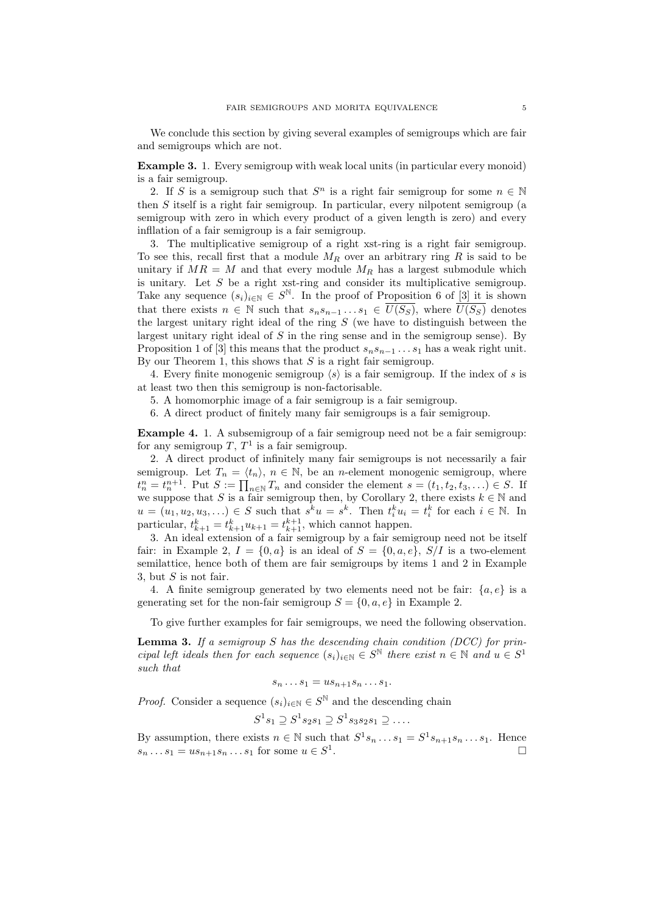We conclude this section by giving several examples of semigroups which are fair and semigroups which are not.

**Example 3.** 1. Every semigroup with weak local units (in particular every monoid) is a fair semigroup.

2. If $S$ is a semigroup such that $S^n$ is a right fair semigroup for some $n \in \mathbb{N}$ then $S$ itself is a right fair semigroup. In particular, every nilpotent semigroup (a semigroup with zero in which every product of a given length is zero) and every infllation of a fair semigroup is a fair semigroup.

3. The multiplicative semigroup of a right xst-ring is a right fair semigroup. To see this, recall first that a module $M_R$ over an arbitrary ring $R$ is said to be unitary if $MR = M$ and that every module $M_R$ has a largest submodule which is unitary. Let $S$ be a right xst-ring and consider its multiplicative semigroup. Take any sequence $(s_i)_{i\in\mathbb{N}} \in S^{\mathbb{N}}$. In the proof of Proposition 6 of [3] it is shown that there exists $n \in \mathbb{N}$ such that $s_n s_{n-1} \dots s_1 \in \overline{U(S_S)}$, where $\overline{U(S_S)}$ denotes the largest unitary right ideal of the ring $S$ (we have to distinguish between the largest unitary right ideal of $S$ in the ring sense and in the semigroup sense). By Proposition 1 of [3] this means that the product $s_n s_{n-1} \dots s_1$ has a weak right unit. By our Theorem 1, this shows that $S$ is a right fair semigroup.

4. Every finite monogenic semigroup $\langle s \rangle$ is a fair semigroup. If the index of $s$ is at least two then this semigroup is non-factorisable.

5. A homomorphic image of a fair semigroup is a fair semigroup.

6. A direct product of finitely many fair semigroups is a fair semigroup.

**Example 4.** 1. A subsemigroup of a fair semigroup need not be a fair semigroup: for any semigroup $T$, $T^1$ is a fair semigroup.

2. A direct product of infinitely many fair semigroups is not necessarily a fair semigroup. Let $T_n = \langle t_n \rangle$, $n \in \mathbb{N}$, be an $n$-element monogenic semigroup, where $t_n^n = t_n^{n+1}$. Put $S := \prod_{n\in\mathbb{N}} T_n$ and consider the element $s = (t_1, t_2, t_3, \dots) \in S$. If we suppose that $S$ is a fair semigroup then, by Corollary 2, there exists $k \in \mathbb{N}$ and $u = (u_1, u_2, u_3, \dots) \in S$ such that $s^k u = s^k$. Then $t_i^k u_i = t_i^k$ for each $i \in \mathbb{N}$. In particular, $t_{k+1}^k = t_{k+1}^k u_{k+1} = t_{k+1}^{k+1}$, which cannot happen.

3. An ideal extension of a fair semigroup by a fair semigroup need not be itself fair: in Example 2, $I = \{0, a\}$ is an ideal of $S = \{0, a, e\}$, $S/I$ is a two-element semilattice, hence both of them are fair semigroups by items 1 and 2 in Example 3, but $S$ is not fair.

4. A finite semigroup generated by two elements need not be fair: $\{a, e\}$ is a generating set for the non-fair semigroup $S = \{0, a, e\}$ in Example 2.

To give further examples for fair semigroups, we need the following observation.

**Lemma 3.** *If a semigroup $S$ has the descending chain condition (DCC) for principal left ideals then for each sequence $(s_i)_{i\in\mathbb{N}} \in S^{\mathbb{N}}$ there exist $n \in \mathbb{N}$ and $u \in S^1$ such that*

$$s_n \dots s_1 = u s_{n+1} s_n \dots s_1.$$

*Proof.* Consider a sequence $(s_i)_{i\in\mathbb{N}} \in S^{\mathbb{N}}$ and the descending chain

$$S^1 s_1 \supseteq S^1 s_2 s_1 \supseteq S^1 s_3 s_2 s_1 \supseteq \dots.$$

By assumption, there exists $n \in \mathbb{N}$ such that $S^1 s_n \dots s_1 = S^1 s_{n+1} s_n \dots s_1$. Hence $s_n \dots s_1 = u s_{n+1} s_n \dots s_1$ for some $u \in S^1$. $\square$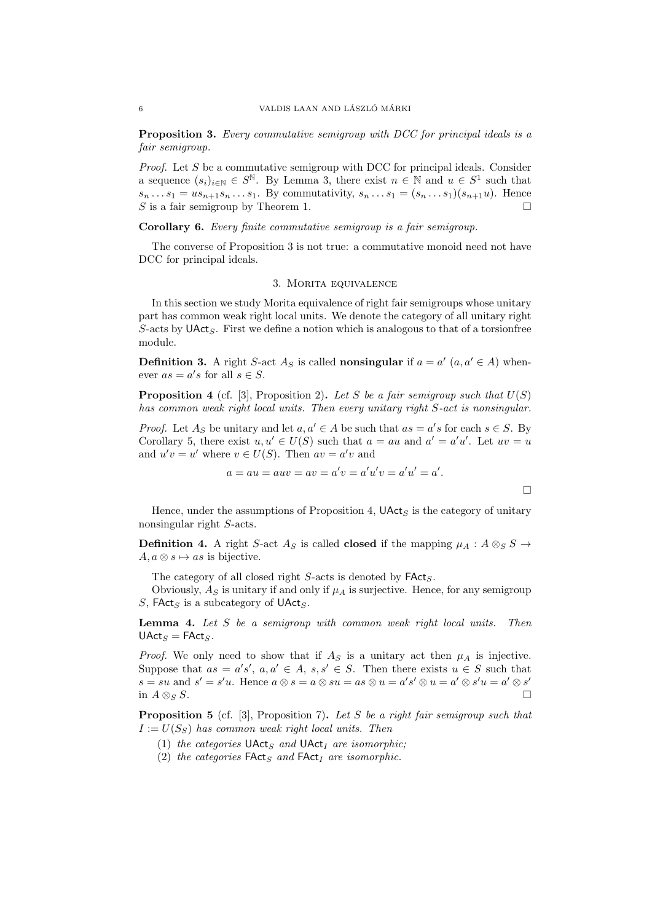**Proposition 3.** *Every commutative semigroup with DCC for principal ideals is a fair semigroup.*

*Proof.* Let $S$ be a commutative semigroup with DCC for principal ideals. Consider a sequence $(s_i)_{i \in \mathbb{N}} \in S^{\mathbb{N}}$. By Lemma 3, there exist $n \in \mathbb{N}$ and $u \in S^1$ such that $s_n \dots s_1 = us_{n+1}s_n \dots s_1$. By commutativity, $s_n \dots s_1 = (s_n \dots s_1)(s_{n+1}u)$. Hence $S$ is a fair semigroup by Theorem 1. □

**Corollary 6.** *Every finite commutative semigroup is a fair semigroup.*

The converse of Proposition 3 is not true: a commutative monoid need not have DCC for principal ideals.

## 3. Morita equivalence

In this section we study Morita equivalence of right fair semigroups whose unitary part has common weak right local units. We denote the category of all unitary right $S$-acts by $\mathsf{UAct}_S$. First we define a notion which is analogous to that of a torsionfree module.

**Definition 3.** A right $S$-act $A_S$ is called **nonsingular** if $a = a'$ $(a, a' \in A)$ whenever $as = a's$ for all $s \in S$.

**Proposition 4** (cf. [3], Proposition 2)**.** *Let $S$ be a fair semigroup such that $U(S)$ has common weak right local units. Then every unitary right $S$-act is nonsingular.*

*Proof.* Let $A_S$ be unitary and let $a, a' \in A$ be such that $as = a's$ for each $s \in S$. By Corollary 5, there exist $u, u' \in U(S)$ such that $a = au$ and $a' = a'u'$. Let $uv = u$ and $u'v = u'$ where $v \in U(S)$. Then $av = a'v$ and

$$a = au = auv = av = a'v = a'u'v = a'u' = a'.$$

□

Hence, under the assumptions of Proposition 4, $\mathsf{UAct}_S$ is the category of unitary nonsingular right $S$-acts.

**Definition 4.** A right $S$-act $A_S$ is called **closed** if the mapping $\mu_A : A \otimes_S S \to A, a \otimes s \mapsto as$ is bijective.

The category of all closed right $S$-acts is denoted by $\mathsf{FAct}_S$.

Obviously, $A_S$ is unitary if and only if $\mu_A$ is surjective. Hence, for any semigroup $S$, $\mathsf{FAct}_S$ is a subcategory of $\mathsf{UAct}_S$.

**Lemma 4.** *Let $S$ be a semigroup with common weak right local units. Then $\mathsf{UAct}_S = \mathsf{FAct}_S$.*

*Proof.* We only need to show that if $A_S$ is a unitary act then $\mu_A$ is injective. Suppose that $as = a's'$, $a, a' \in A$, $s, s' \in S$. Then there exists $u \in S$ such that $s = su$ and $s' = s'u$. Hence $a \otimes s = a \otimes su = as \otimes u = a's' \otimes u = a' \otimes s'u = a' \otimes s'$ in $A \otimes_S S$. □

**Proposition 5** (cf. [3], Proposition 7)**.** *Let $S$ be a right fair semigroup such that $I := U(S_S)$ has common weak right local units. Then*

1. *the categories $\mathsf{UAct}_S$ and $\mathsf{UAct}_I$ are isomorphic;*
2. *the categories $\mathsf{FAct}_S$ and $\mathsf{FAct}_I$ are isomorphic.*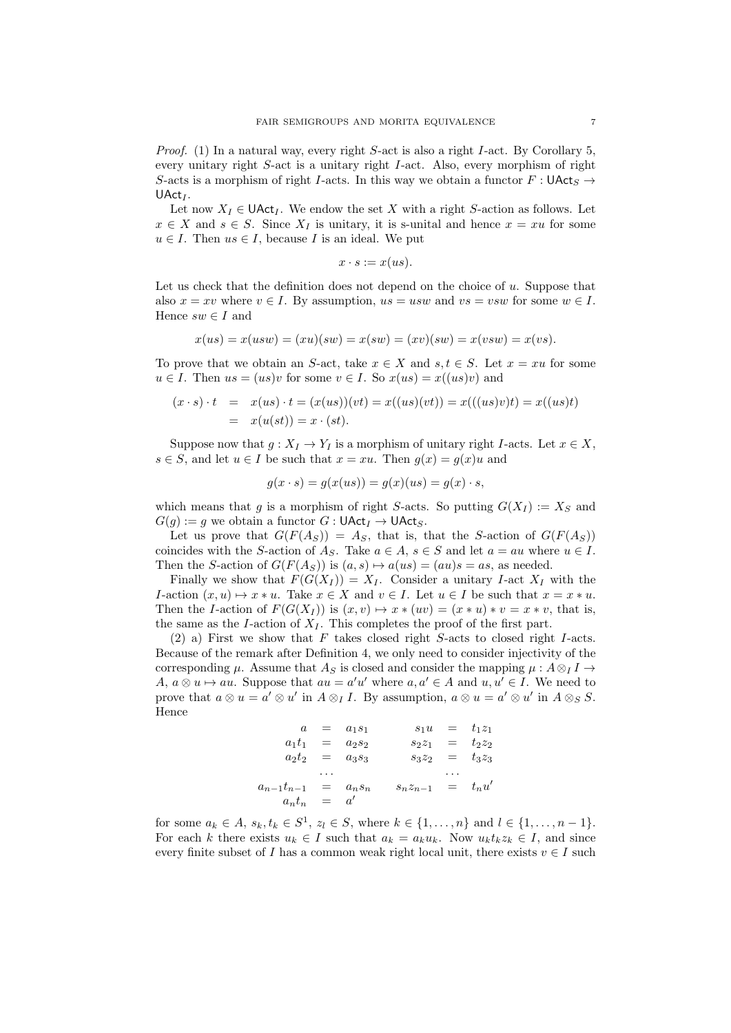*Proof.* (1) In a natural way, every right $S$-act is also a right $I$-act. By Corollary 5, every unitary right $S$-act is a unitary right $I$-act. Also, every morphism of right $S$-acts is a morphism of right $I$-acts. In this way we obtain a functor $F : \mathsf{UAct}_S \to \mathsf{UAct}_I$.

Let now $X_I \in \mathsf{UAct}_I$. We endow the set $X$ with a right $S$-action as follows. Let $x \in X$ and $s \in S$. Since $X_I$ is unitary, it is s-unital and hence $x = xu$ for some $u \in I$. Then $us \in I$, because $I$ is an ideal. We put

$$x \cdot s := x(us).$$

Let us check that the definition does not depend on the choice of $u$. Suppose that also $x = xv$ where $v \in I$. By assumption, $us = usw$ and $vs = vsw$ for some $w \in I$. Hence $sw \in I$ and

$$x(us) = x(usw) = (xu)(sw) = x(sw) = (xv)(sw) = x(vsw) = x(vs).$$

To prove that we obtain an $S$-act, take $x \in X$ and $s, t \in S$. Let $x = xu$ for some $u \in I$. Then $us = (us)v$ for some $v \in I$. So $x(us) = x((us)v)$ and

$$\begin{aligned}(x \cdot s) \cdot t &= x(us) \cdot t = (x(us))(vt) = x((us)(vt)) = x(((us)v)t) = x((us)t) \\ &= x(u(st)) = x \cdot (st).\end{aligned}$$

Suppose now that $g : X_I \to Y_I$ is a morphism of unitary right $I$-acts. Let $x \in X$, $s \in S$, and let $u \in I$ be such that $x = xu$. Then $g(x) = g(x)u$ and

$$g(x \cdot s) = g(x(us)) = g(x)(us) = g(x) \cdot s,$$

which means that $g$ is a morphism of right $S$-acts. So putting $G(X_I) := X_S$ and $G(g) := g$ we obtain a functor $G : \mathsf{UAct}_I \to \mathsf{UAct}_S$.

Let us prove that $G(F(A_S)) = A_S$, that is, that the $S$-action of $G(F(A_S))$ coincides with the $S$-action of $A_S$. Take $a \in A$, $s \in S$ and let $a = au$ where $u \in I$. Then the $S$-action of $G(F(A_S))$ is $(a, s) \mapsto a(us) = (au)s = as$, as needed.

Finally we show that $F(G(X_I)) = X_I$. Consider a unitary $I$-act $X_I$ with the $I$-action $(x, u) \mapsto x * u$. Take $x \in X$ and $v \in I$. Let $u \in I$ be such that $x = x * u$. Then the $I$-action of $F(G(X_I))$ is $(x, v) \mapsto x * (uv) = (x * u) * v = x * v$, that is, the same as the $I$-action of $X_I$. This completes the proof of the first part.

(2) a) First we show that $F$ takes closed right $S$-acts to closed right $I$-acts. Because of the remark after Definition 4, we only need to consider injectivity of the corresponding $\mu$. Assume that $A_S$ is closed and consider the mapping $\mu : A \otimes_I I \to A$, $a \otimes u \mapsto au$. Suppose that $au = a'u'$ where $a, a' \in A$ and $u, u' \in I$. We need to prove that $a \otimes u = a' \otimes u'$ in $A \otimes_I I$. By assumption, $a \otimes u = a' \otimes u'$ in $A \otimes_S S$. Hence

$$\begin{array}{rclcrcl}
a &=& a_1 s_1 & & s_1 u &=& t_1 z_1 \\
a_1 t_1 &=& a_2 s_2 & & s_2 z_1 &=& t_2 z_2 \\
a_2 t_2 &=& a_3 s_3 & & s_3 z_2 &=& t_3 z_3 \\
& \cdots & & & & \cdots & \\
a_{n-1} t_{n-1} &=& a_n s_n & & s_n z_{n-1} &=& t_n u' \\
a_n t_n &=& a' & & & &
\end{array}$$

for some $a_k \in A$, $s_k, t_k \in S^1$, $z_l \in S$, where $k \in \{1, \ldots, n\}$ and $l \in \{1, \ldots, n-1\}$. For each $k$ there exists $u_k \in I$ such that $a_k = a_k u_k$. Now $u_k t_k z_k \in I$, and since every finite subset of $I$ has a common weak right local unit, there exists $v \in I$ such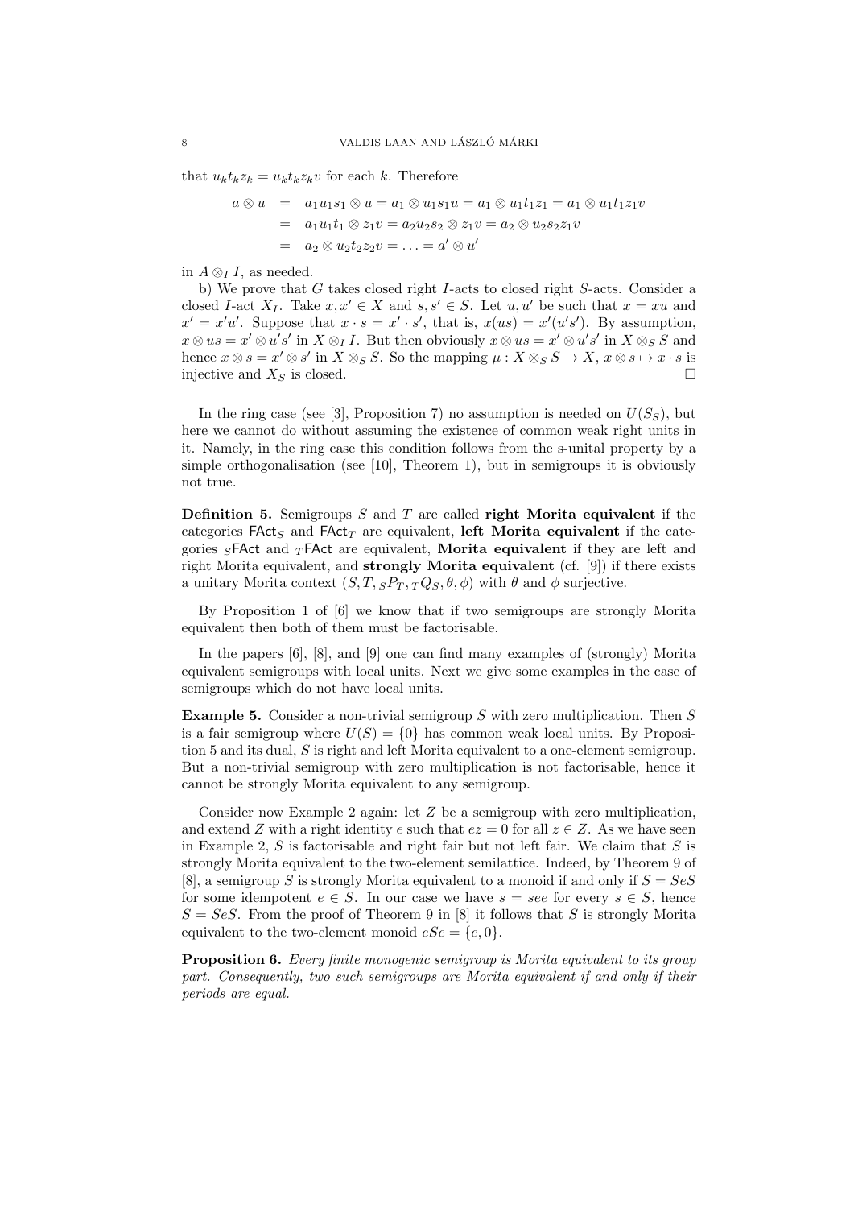that $u_k t_k z_k = u_k t_k z_k v$ for each $k$. Therefore

$$
\begin{aligned}
a \otimes u &= a_1 u_1 s_1 \otimes u = a_1 \otimes u_1 s_1 u = a_1 \otimes u_1 t_1 z_1 = a_1 \otimes u_1 t_1 z_1 v \\
&= a_1 u_1 t_1 \otimes z_1 v = a_2 u_2 s_2 \otimes z_1 v = a_2 \otimes u_2 s_2 z_1 v \\
&= a_2 \otimes u_2 t_2 z_2 v = \ldots = a' \otimes u'
\end{aligned}
$$

in $A \otimes_I I$, as needed.

b) We prove that $G$ takes closed right $I$-acts to closed right $S$-acts. Consider a closed $I$-act $X_I$. Take $x, x' \in X$ and $s, s' \in S$. Let $u, u'$ be such that $x = xu$ and $x' = x'u'$. Suppose that $x \cdot s = x' \cdot s'$, that is, $x(us) = x'(u's')$. By assumption, $x \otimes us = x' \otimes u's'$ in $X \otimes_I I$. But then obviously $x \otimes us = x' \otimes u's'$ in $X \otimes_S S$ and hence $x \otimes s = x' \otimes s'$ in $X \otimes_S S$. So the mapping $\mu : X \otimes_S S \to X$, $x \otimes s \mapsto x \cdot s$ is injective and $X_S$ is closed. □

In the ring case (see [3], Proposition 7) no assumption is needed on $U(S_S)$, but here we cannot do without assuming the existence of common weak right units in it. Namely, in the ring case this condition follows from the s-unital property by a simple orthogonalisation (see [10], Theorem 1), but in semigroups it is obviously not true.

**Definition 5.** Semigroups $S$ and $T$ are called **right Morita equivalent** if the categories $\mathsf{FAct}_S$ and $\mathsf{FAct}_T$ are equivalent, **left Morita equivalent** if the categories ${}_S\mathsf{FAct}$ and ${}_T\mathsf{FAct}$ are equivalent, **Morita equivalent** if they are left and right Morita equivalent, and **strongly Morita equivalent** (cf. [9]) if there exists a unitary Morita context $(S, T, {}_SP_T, {}_TQ_S, \theta, \phi)$ with $\theta$ and $\phi$ surjective.

By Proposition 1 of [6] we know that if two semigroups are strongly Morita equivalent then both of them must be factorisable.

In the papers [6], [8], and [9] one can find many examples of (strongly) Morita equivalent semigroups with local units. Next we give some examples in the case of semigroups which do not have local units.

**Example 5.** Consider a non-trivial semigroup $S$ with zero multiplication. Then $S$ is a fair semigroup where $U(S) = \{0\}$ has common weak local units. By Proposition 5 and its dual, $S$ is right and left Morita equivalent to a one-element semigroup. But a non-trivial semigroup with zero multiplication is not factorisable, hence it cannot be strongly Morita equivalent to any semigroup.

Consider now Example 2 again: let $Z$ be a semigroup with zero multiplication, and extend $Z$ with a right identity $e$ such that $ez = 0$ for all $z \in Z$. As we have seen in Example 2, $S$ is factorisable and right fair but not left fair. We claim that $S$ is strongly Morita equivalent to the two-element semilattice. Indeed, by Theorem 9 of [8], a semigroup $S$ is strongly Morita equivalent to a monoid if and only if $S = SeS$ for some idempotent $e \in S$. In our case we have $s = see$ for every $s \in S$, hence $S = SeS$. From the proof of Theorem 9 in [8] it follows that $S$ is strongly Morita equivalent to the two-element monoid $eSe = \{e, 0\}$.

**Proposition 6.** *Every finite monogenic semigroup is Morita equivalent to its group part. Consequently, two such semigroups are Morita equivalent if and only if their periods are equal.*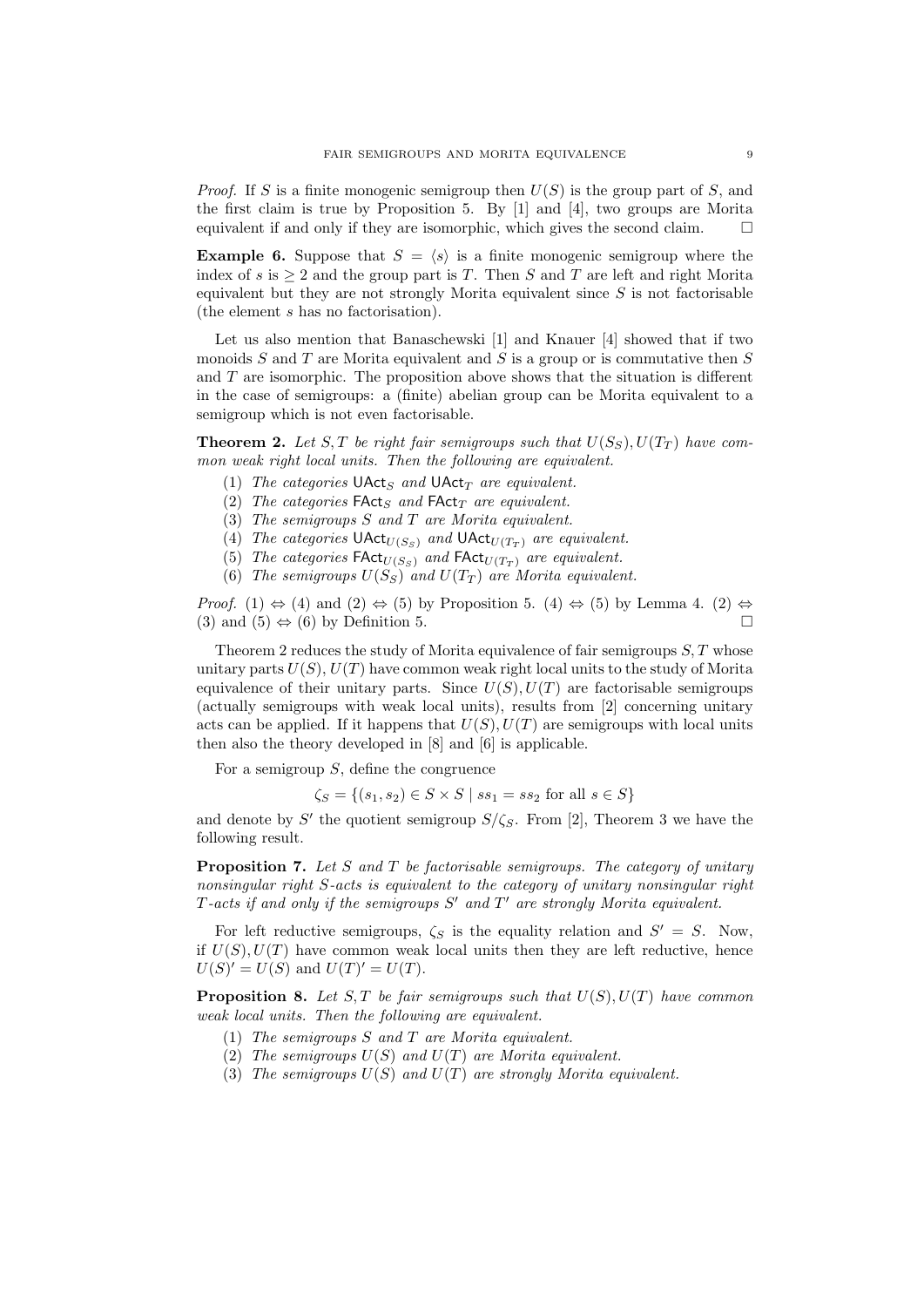*Proof.* If $S$ is a finite monogenic semigroup then $U(S)$ is the group part of $S$, and the first claim is true by Proposition 5. By [1] and [4], two groups are Morita equivalent if and only if they are isomorphic, which gives the second claim. $\square$

**Example 6.** Suppose that $S = \langle s \rangle$ is a finite monogenic semigroup where the index of $s$ is $\geq 2$ and the group part is $T$. Then $S$ and $T$ are left and right Morita equivalent but they are not strongly Morita equivalent since $S$ is not factorisable (the element $s$ has no factorisation).

Let us also mention that Banaschewski [1] and Knauer [4] showed that if two monoids $S$ and $T$ are Morita equivalent and $S$ is a group or is commutative then $S$ and $T$ are isomorphic. The proposition above shows that the situation is different in the case of semigroups: a (finite) abelian group can be Morita equivalent to a semigroup which is not even factorisable.

**Theorem 2.** *Let $S, T$ be right fair semigroups such that $U(S_S), U(T_T)$ have common weak right local units. Then the following are equivalent.*

1. *The categories $\mathsf{UAct}_S$ and $\mathsf{UAct}_T$ are equivalent.*
2. *The categories $\mathsf{FAct}_S$ and $\mathsf{FAct}_T$ are equivalent.*
3. *The semigroups $S$ and $T$ are Morita equivalent.*
4. *The categories $\mathsf{UAct}_{U(S_S)}$ and $\mathsf{UAct}_{U(T_T)}$ are equivalent.*
5. *The categories $\mathsf{FAct}_{U(S_S)}$ and $\mathsf{FAct}_{U(T_T)}$ are equivalent.*
6. *The semigroups $U(S_S)$ and $U(T_T)$ are Morita equivalent.*

*Proof.* (1) $\Leftrightarrow$ (4) and (2) $\Leftrightarrow$ (5) by Proposition 5. (4) $\Leftrightarrow$ (5) by Lemma 4. (2) $\Leftrightarrow$ (3) and (5) $\Leftrightarrow$ (6) by Definition 5. $\square$

Theorem 2 reduces the study of Morita equivalence of fair semigroups $S, T$ whose unitary parts $U(S), U(T)$ have common weak right local units to the study of Morita equivalence of their unitary parts. Since $U(S), U(T)$ are factorisable semigroups (actually semigroups with weak local units), results from [2] concerning unitary acts can be applied. If it happens that $U(S), U(T)$ are semigroups with local units then also the theory developed in [8] and [6] is applicable.

For a semigroup $S$, define the congruence

$$\zeta_S = \{(s_1, s_2) \in S \times S \mid ss_1 = ss_2 \text{ for all } s \in S\}$$

and denote by $S'$ the quotient semigroup $S/\zeta_S$. From [2], Theorem 3 we have the following result.

**Proposition 7.** *Let $S$ and $T$ be factorisable semigroups. The category of unitary nonsingular right $S$-acts is equivalent to the category of unitary nonsingular right $T$-acts if and only if the semigroups $S'$ and $T'$ are strongly Morita equivalent.*

For left reductive semigroups, $\zeta_S$ is the equality relation and $S' = S$. Now, if $U(S), U(T)$ have common weak local units then they are left reductive, hence $U(S)' = U(S)$ and $U(T)' = U(T)$.

**Proposition 8.** *Let $S, T$ be fair semigroups such that $U(S), U(T)$ have common weak local units. Then the following are equivalent.*

1. *The semigroups $S$ and $T$ are Morita equivalent.*
2. *The semigroups $U(S)$ and $U(T)$ are Morita equivalent.*
3. *The semigroups $U(S)$ and $U(T)$ are strongly Morita equivalent.*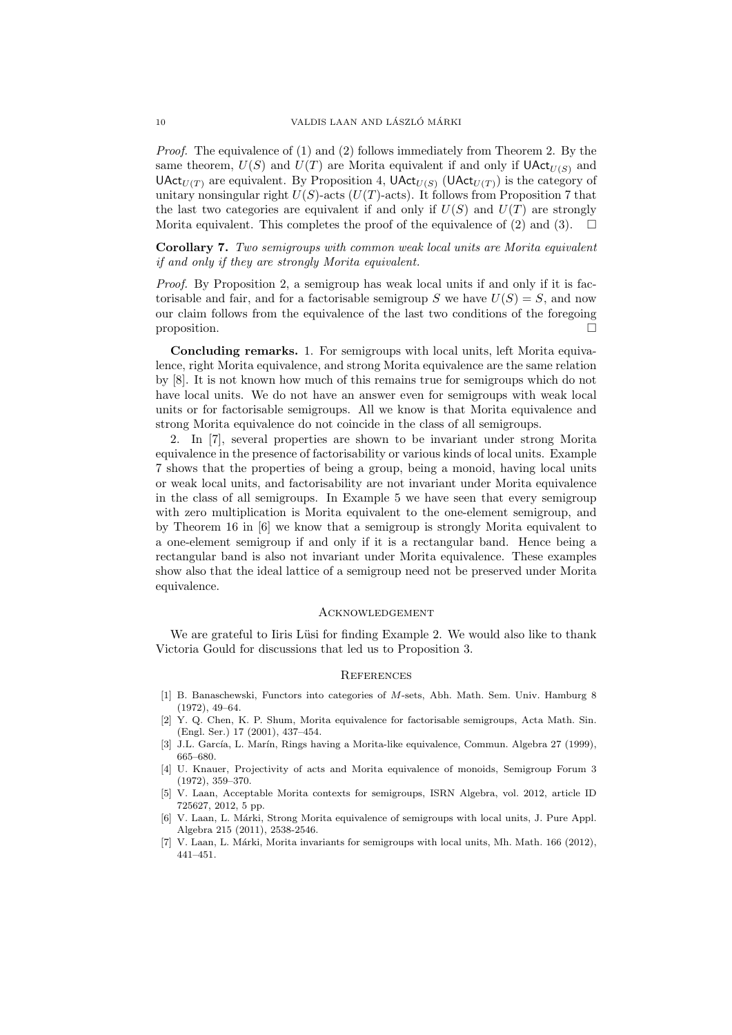*Proof.* The equivalence of (1) and (2) follows immediately from Theorem 2. By the same theorem, $U(S)$ and $U(T)$ are Morita equivalent if and only if $\mathsf{UAct}_{U(S)}$ and $\mathsf{UAct}_{U(T)}$ are equivalent. By Proposition 4, $\mathsf{UAct}_{U(S)}$ ($\mathsf{UAct}_{U(T)}$) is the category of unitary nonsingular right $U(S)$-acts ($U(T)$-acts). It follows from Proposition 7 that the last two categories are equivalent if and only if $U(S)$ and $U(T)$ are strongly Morita equivalent. This completes the proof of the equivalence of (2) and (3). □

**Corollary 7.** *Two semigroups with common weak local units are Morita equivalent if and only if they are strongly Morita equivalent.*

*Proof.* By Proposition 2, a semigroup has weak local units if and only if it is factorisable and fair, and for a factorisable semigroup $S$ we have $U(S) = S$, and now our claim follows from the equivalence of the last two conditions of the foregoing proposition. □

**Concluding remarks.** 1. For semigroups with local units, left Morita equivalence, right Morita equivalence, and strong Morita equivalence are the same relation by [8]. It is not known how much of this remains true for semigroups which do not have local units. We do not have an answer even for semigroups with weak local units or for factorisable semigroups. All we know is that Morita equivalence and strong Morita equivalence do not coincide in the class of all semigroups.

2. In [7], several properties are shown to be invariant under strong Morita equivalence in the presence of factorisability or various kinds of local units. Example 7 shows that the properties of being a group, being a monoid, having local units or weak local units, and factorisability are not invariant under Morita equivalence in the class of all semigroups. In Example 5 we have seen that every semigroup with zero multiplication is Morita equivalent to the one-element semigroup, and by Theorem 16 in [6] we know that a semigroup is strongly Morita equivalent to a one-element semigroup if and only if it is a rectangular band. Hence being a rectangular band is also not invariant under Morita equivalence. These examples show also that the ideal lattice of a semigroup need not be preserved under Morita equivalence.

## Acknowledgement

We are grateful to Iiris Lüsi for finding Example 2. We would also like to thank Victoria Gould for discussions that led us to Proposition 3.

## References

[1] B. Banaschewski, Functors into categories of $M$-sets, Abh. Math. Sem. Univ. Hamburg 8 (1972), 49–64.

[2] Y. Q. Chen, K. P. Shum, Morita equivalence for factorisable semigroups, Acta Math. Sin. (Engl. Ser.) 17 (2001), 437–454.

[3] J.L. García, L. Marín, Rings having a Morita-like equivalence, Commun. Algebra 27 (1999), 665–680.

[4] U. Knauer, Projectivity of acts and Morita equivalence of monoids, Semigroup Forum 3 (1972), 359–370.

[5] V. Laan, Acceptable Morita contexts for semigroups, ISRN Algebra, vol. 2012, article ID 725627, 2012, 5 pp.

[6] V. Laan, L. Márki, Strong Morita equivalence of semigroups with local units, J. Pure Appl. Algebra 215 (2011), 2538-2546.

[7] V. Laan, L. Márki, Morita invariants for semigroups with local units, Mh. Math. 166 (2012), 441–451.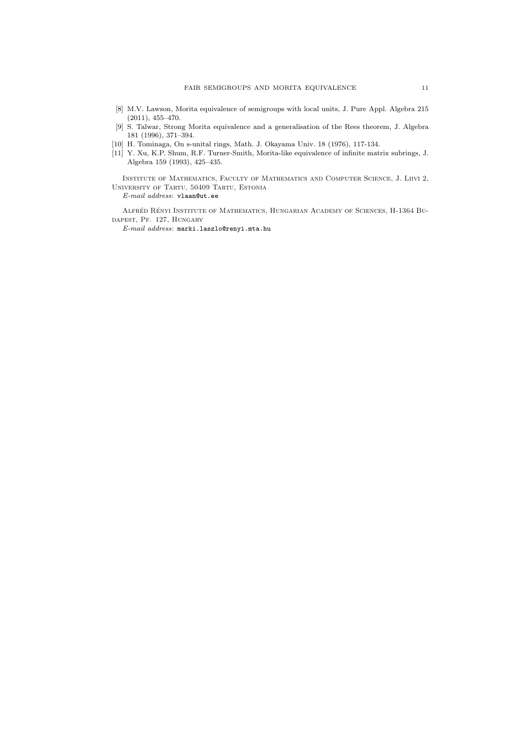[8] M.V. Lawson, Morita equivalence of semigroups with local units, J. Pure Appl. Algebra 215 (2011), 455–470.

[9] S. Talwar, Strong Morita equivalence and a generalisation of the Rees theorem, J. Algebra 181 (1996), 371–394.

[10] H. Tominaga, On s-unital rings, Math. J. Okayama Univ. 18 (1976), 117-134.

[11] Y. Xu, K.P. Shum, R.F. Turner-Smith, Morita-like equivalence of infinite matrix subrings, J. Algebra 159 (1993), 425–435.

Institute of Mathematics, Faculty of Mathematics and Computer Science, J. Liivi 2, University of Tartu, 50409 Tartu, Estonia

*E-mail address*: vlaan@ut.ee

Alfréd Rényi Institute of Mathematics, Hungarian Academy of Sciences, H-1364 Budapest, Pf. 127, Hungary

*E-mail address*: marki.laszlo@renyi.mta.hu